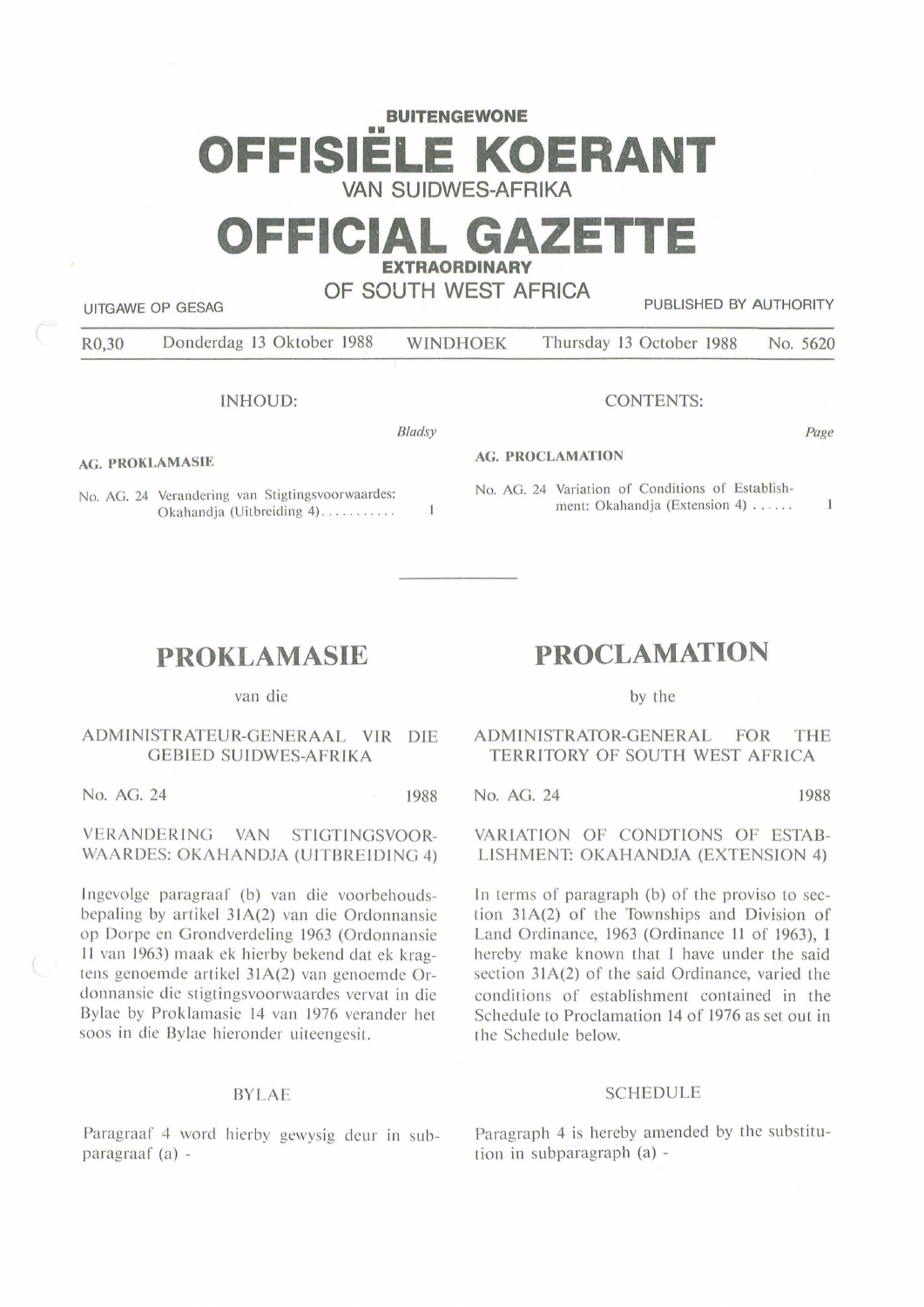BUITENGEWONE

# OFFISIËLE KOERANT

VAN SUIDWES-AFRIKA

# OFFICIAL GAZETTE

EXTRAORDINARY

OF SOUTH WEST AFRICA

UITGAWE OP GESAG | PUBLISHED BY AUTHORITY

R0,30 Donderdag 13 Oktober 1988 WINDHOEK Thursday 13 October 1988 No. 5620

INHOUD:

*Bladsy*

**AG. PROKLAMASIE**

No. AG. 24 Verandering van Stigtingsvoorwaardes: Okahandja (Uitbreiding 4) ........... 1

CONTENTS:

*Page*

**AG. PROCLAMATION**

No. AG. 24 Variation of Conditions of Establishment: Okahandja (Extension 4) ...... 1

---

## PROKLAMASIE

van die

ADMINISTRATEUR-GENERAAL VIR DIE GEBIED SUIDWES-AFRIKA

No. AG. 24 1988

VERANDERING VAN STIGTINGSVOORWAARDES: OKAHANDJA (UITBREIDING 4)

Ingevolge paragraaf (b) van die voorbehoudsbepaling by artikel 31A(2) van die Ordonnansie op Dorpe en Grondverdeling 1963 (Ordonnansie 11 van 1963) maak ek hierby bekend dat ek kragtens genoemde artikel 31A(2) van genoemde Ordonnansie die stigtingsvoorwaardes vervat in die Bylae by Proklamasie 14 van 1976 verander het soos in die Bylae hieronder uiteengesit.

BYLAE

Paragraaf 4 word hierby gewysig deur in subparagraaf (a) -

## PROCLAMATION

by the

ADMINISTRATOR-GENERAL FOR THE TERRITORY OF SOUTH WEST AFRICA

No. AG. 24 1988

VARIATION OF CONDTIONS OF ESTABLISHMENT: OKAHANDJA (EXTENSION 4)

In terms of paragraph (b) of the proviso to section 31A(2) of the Townships and Division of Land Ordinance, 1963 (Ordinance 11 of 1963), I hereby make known that I have under the said section 31A(2) of the said Ordinance, varied the conditions of establishment contained in the Schedule to Proclamation 14 of 1976 as set out in the Schedule below.

SCHEDULE

Paragraph 4 is hereby amended by the substitution in subparagraph (a) -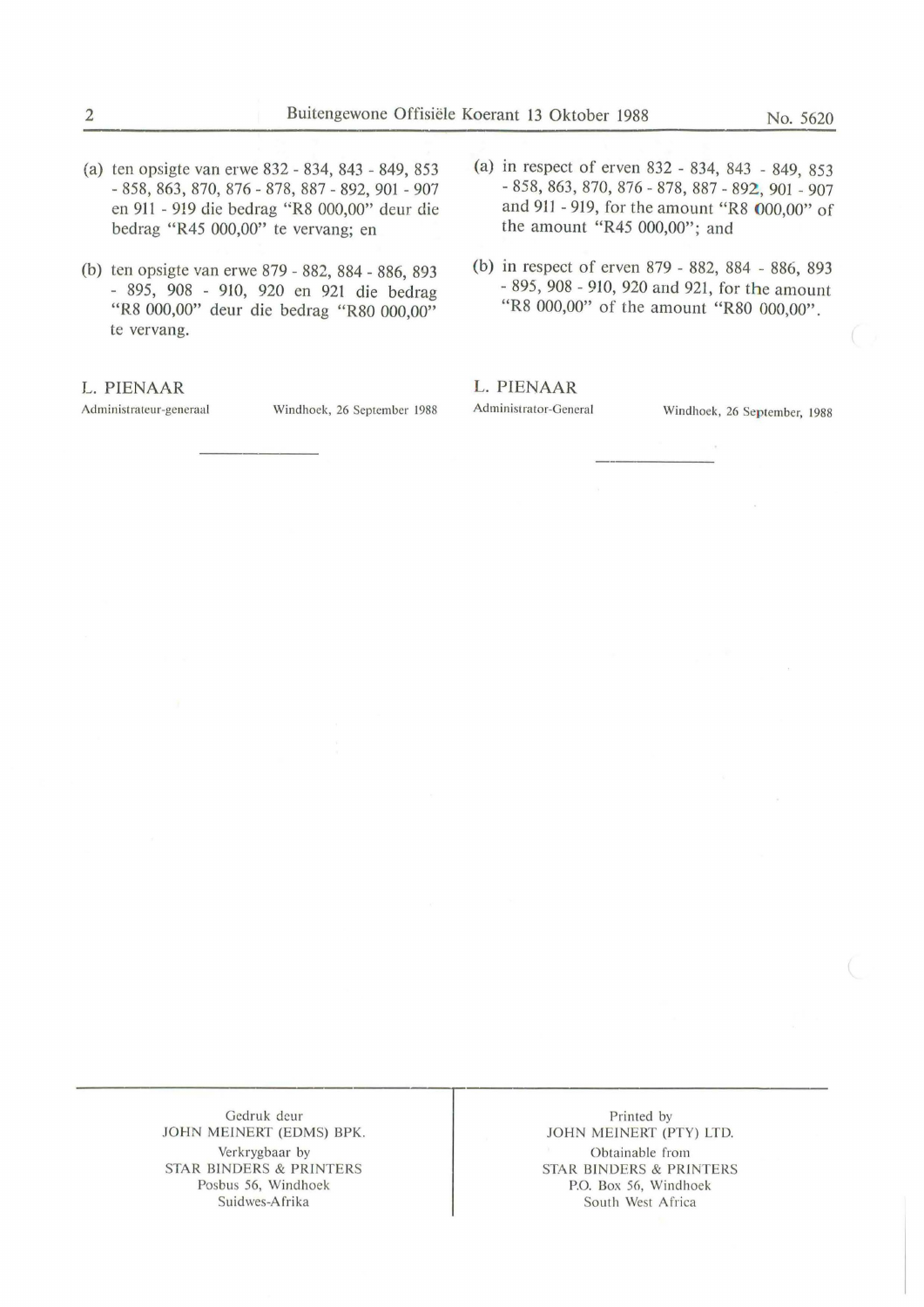(a) ten opsigte van erwe 832 - 834, 843 - 849, 853 - 858, 863, 870, 876 - 878, 887 - 892, 901 - 907 en 911 - 919 die bedrag "R8 000,00" deur die bedrag "R45 000,00" te vervang; en

(b) ten opsigte van erwe 879 - 882, 884 - 886, 893 - 895, 908 - 910, 920 en 921 die bedrag "R8 000,00" deur die bedrag "R80 000,00" te vervang.

L. PIENAAR
Administrateur-generaal — Windhoek, 26 September 1988

---

(a) in respect of erven 832 - 834, 843 - 849, 853 - 858, 863, 870, 876 - 878, 887 - 892, 901 - 907 and 911 - 919, for the amount "R8 000,00" of the amount "R45 000,00"; and

(b) in respect of erven 879 - 882, 884 - 886, 893 - 895, 908 - 910, 920 and 921, for the amount "R8 000,00" of the amount "R80 000,00".

L. PIENAAR
Administrator-General — Windhoek, 26 September, 1988

---

Gedruk deur
JOHN MEINERT (EDMS) BPK.
Verkrygbaar by
STAR BINDERS & PRINTERS
Posbus 56, Windhoek
Suidwes-Afrika

Printed by
JOHN MEINERT (PTY) LTD.
Obtainable from
STAR BINDERS & PRINTERS
P.O. Box 56, Windhoek
South West Africa